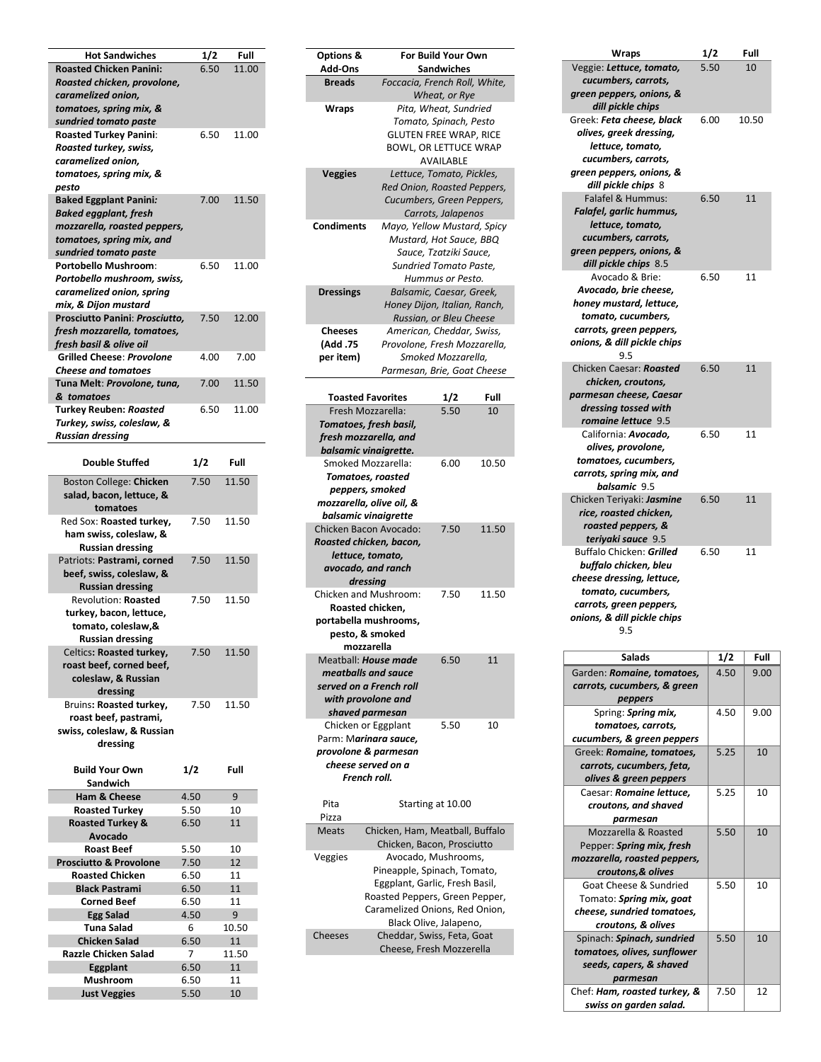| Hot Sandwiches | 1/2 | Full |
|---|---|---|
| **Roasted Chicken Panini:** ***Roasted chicken, provolone, caramelized onion, tomatoes, spring mix, & sundried tomato paste*** | 6.50 | 11.00 |
| **Roasted Turkey Panini**: ***Roasted turkey, swiss, caramelized onion, tomatoes, spring mix, & pesto*** | 6.50 | 11.00 |
| **Baked Eggplant Panini*:*** ***Baked eggplant, fresh mozzarella, roasted peppers, tomatoes, spring mix, and sundried tomato paste*** | 7.00 | 11.50 |
| **Portobello Mushroom**: ***Portobello mushroom, swiss, caramelized onion, spring mix, & Dijon mustard*** | 6.50 | 11.00 |
| **Prosciutto Panini**: ***Prosciutto, fresh mozzarella, tomatoes, fresh basil & olive oil*** | 7.50 | 12.00 |
| **Grilled Cheese**: ***Provolone Cheese and tomatoes*** | 4.00 | 7.00 |
| **Tuna Melt**: ***Provolone, tuna, & tomatoes*** | 7.00 | 11.50 |
| **Turkey Reuben: *Roasted Turkey, swiss, coleslaw, & Russian dressing*** | 6.50 | 11.00 |

| Double Stuffed | 1/2 | Full |
|---|---|---|
| Boston College: **Chicken salad, bacon, lettuce, & tomatoes** | 7.50 | 11.50 |
| Red Sox: **Roasted turkey, ham swiss, coleslaw, & Russian dressing** | 7.50 | 11.50 |
| Patriots: **Pastrami, corned beef, swiss, coleslaw, & Russian dressing** | 7.50 | 11.50 |
| Revolution: **Roasted turkey, bacon, lettuce, tomato, coleslaw,& Russian dressing** | 7.50 | 11.50 |
| Celtics**: Roasted turkey, roast beef, corned beef, coleslaw, & Russian dressing** | 7.50 | 11.50 |
| Bruins**: Roasted turkey, roast beef, pastrami, swiss, coleslaw, & Russian dressing** | 7.50 | 11.50 |

| Build Your Own Sandwich | 1/2 | Full |
|---|---|---|
| **Ham & Cheese** | 4.50 | 9 |
| **Roasted Turkey** | 5.50 | 10 |
| **Roasted Turkey & Avocado** | 6.50 | 11 |
| **Roast Beef** | 5.50 | 10 |
| **Prosciutto & Provolone** | 7.50 | 12 |
| **Roasted Chicken** | 6.50 | 11 |
| **Black Pastrami** | 6.50 | 11 |
| **Corned Beef** | 6.50 | 11 |
| **Egg Salad** | 4.50 | 9 |
| **Tuna Salad** | 6 | 10.50 |
| **Chicken Salad** | 6.50 | 11 |
| **Razzle Chicken Salad** | 7 | 11.50 |
| **Eggplant** | 6.50 | 11 |
| **Mushroom** | 6.50 | 11 |
| **Just Veggies** | 5.50 | 10 |

| Options & Add-Ons | For Build Your Own Sandwiches |
|---|---|
| **Breads** | *Foccacia, French Roll, White, Wheat, or Rye* |
| **Wraps** | *Pita, Wheat, Sundried Tomato, Spinach, Pesto* GLUTEN FREE WRAP, RICE BOWL, OR LETTUCE WRAP AVAILABLE |
| **Veggies** | *Lettuce, Tomato, Pickles, Red Onion, Roasted Peppers, Cucumbers, Green Peppers, Carrots, Jalapenos* |
| **Condiments** | *Mayo, Yellow Mustard, Spicy Mustard, Hot Sauce, BBQ Sauce, Tzatziki Sauce, Sundried Tomato Paste, Hummus or Pesto.* |
| **Dressings** | *Balsamic, Caesar, Greek, Honey Dijon, Italian, Ranch, Russian, or Bleu Cheese* |
| **Cheeses (Add .75 per item)** | *American, Cheddar, Swiss, Provolone, Fresh Mozzarella, Smoked Mozzarella, Parmesan, Brie, Goat Cheese* |

| Toasted Favorites | 1/2 | Full |
|---|---|---|
| Fresh Mozzarella: ***Tomatoes, fresh basil, fresh mozzarella, and balsamic vinaigrette.*** | 5.50 | 10 |
| Smoked Mozzarella: ***Tomatoes, roasted peppers, smoked mozzarella, olive oil, & balsamic vinaigrette*** | 6.00 | 10.50 |
| Chicken Bacon Avocado: ***Roasted chicken, bacon, lettuce, tomato, avocado, and ranch dressing*** | 7.50 | 11.50 |
| Chicken and Mushroom: **Roasted chicken, portabella mushrooms, pesto, & smoked mozzarella** | 7.50 | 11.50 |
| Meatball: ***House made meatballs and sauce served on a French roll with provolone and shaved parmesan*** | 6.50 | 11 |
| Chicken or Eggplant Parm: M***arinara sauce, provolone & parmesan cheese served on a French roll.*** | 5.50 | 10 |

| Pita Pizza | Starting at 10.00 |
|---|---|
| Meats | Chicken, Ham, Meatball, Buffalo Chicken, Bacon, Prosciutto |
| Veggies | Avocado, Mushrooms, Pineapple, Spinach, Tomato, Eggplant, Garlic, Fresh Basil, Roasted Peppers, Green Pepper, Caramelized Onions, Red Onion, Black Olive, Jalapeno, |
| Cheeses | Cheddar, Swiss, Feta, Goat Cheese, Fresh Mozzerella |

| Wraps | 1/2 | Full |
|---|---|---|
| Veggie: ***Lettuce, tomato, cucumbers, carrots, green peppers, onions, & dill pickle chips*** | 5.50 | 10 |
| Greek: ***Feta cheese, black olives, greek dressing, lettuce, tomato, cucumbers, carrots, green peppers, onions, & dill pickle chips*** 8 | 6.00 | 10.50 |
| Falafel & Hummus: ***Falafel, garlic hummus, lettuce, tomato, cucumbers, carrots, green peppers, onions, & dill pickle chips*** 8.5 | 6.50 | 11 |
| Avocado & Brie: ***Avocado, brie cheese, honey mustard, lettuce, tomato, cucumbers, carrots, green peppers, onions, & dill pickle chips*** 9.5 | 6.50 | 11 |
| Chicken Caesar: ***Roasted chicken, croutons, parmesan cheese, Caesar dressing tossed with romaine lettuce*** 9.5 | 6.50 | 11 |
| California: ***Avocado, olives, provolone, tomatoes, cucumbers, carrots, spring mix, and balsamic*** 9.5 | 6.50 | 11 |
| Chicken Teriyaki: ***Jasmine rice, roasted chicken, roasted peppers, & teriyaki sauce*** 9.5 | 6.50 | 11 |
| Buffalo Chicken: ***Grilled buffalo chicken, bleu cheese dressing, lettuce, tomato, cucumbers, carrots, green peppers, onions, & dill pickle chips*** 9.5 | 6.50 | 11 |

| Salads | 1/2 | Full |
|---|---|---|
| Garden: ***Romaine, tomatoes, carrots, cucumbers, & green peppers*** | 4.50 | 9.00 |
| Spring: ***Spring mix, tomatoes, carrots, cucumbers, & green peppers*** | 4.50 | 9.00 |
| Greek: ***Romaine, tomatoes, carrots, cucumbers, feta, olives & green peppers*** | 5.25 | 10 |
| Caesar: ***Romaine lettuce, croutons, and shaved parmesan*** | 5.25 | 10 |
| Mozzarella & Roasted Pepper: ***Spring mix, fresh mozzarella, roasted peppers, croutons,& olives*** | 5.50 | 10 |
| Goat Cheese & Sundried Tomato: ***Spring mix, goat cheese, sundried tomatoes, croutons, & olives*** | 5.50 | 10 |
| Spinach: ***Spinach, sundried tomatoes, olives, sunflower seeds, capers, & shaved parmesan*** | 5.50 | 10 |
| Chef: ***Ham, roasted turkey, & swiss on garden salad.*** | 7.50 | 12 |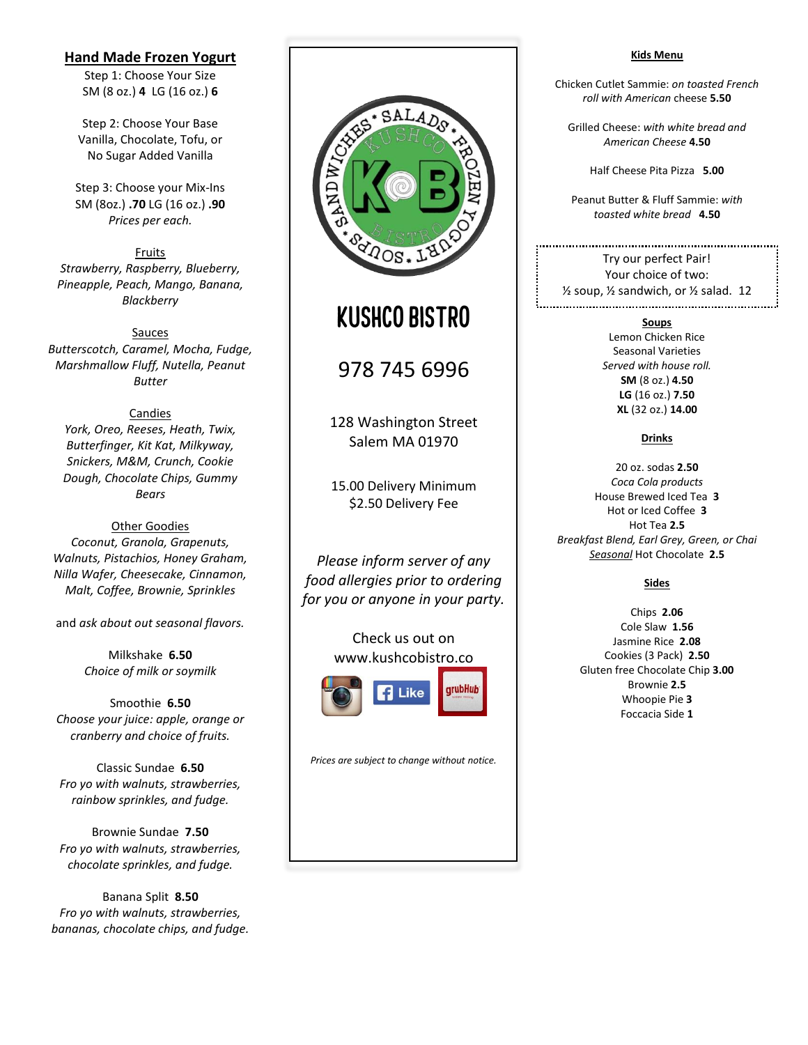## Hand Made Frozen Yogurt

Step 1: Choose Your Size
SM (8 oz.) **4** LG (16 oz.) **6**

Step 2: Choose Your Base
Vanilla, Chocolate, Tofu, or No Sugar Added Vanilla

Step 3: Choose your Mix-Ins
SM (8oz.) **.70** LG (16 oz.) **.90**
*Prices per each.*

Fruits

*Strawberry, Raspberry, Blueberry, Pineapple, Peach, Mango, Banana, Blackberry*

Sauces

*Butterscotch, Caramel, Mocha, Fudge, Marshmallow Fluff, Nutella, Peanut Butter*

Candies

*York, Oreo, Reeses, Heath, Twix, Butterfinger, Kit Kat, Milkyway, Snickers, M&M, Crunch, Cookie Dough, Chocolate Chips, Gummy Bears*

Other Goodies

*Coconut, Granola, Grapenuts, Walnuts, Pistachios, Honey Graham, Nilla Wafer, Cheesecake, Cinnamon, Malt, Coffee, Brownie, Sprinkles*

and *ask about out seasonal flavors.*

Milkshake **6.50**
*Choice of milk or soymilk*

Smoothie **6.50**
*Choose your juice: apple, orange or cranberry and choice of fruits.*

Classic Sundae **6.50**
*Fro yo with walnuts, strawberries, rainbow sprinkles, and fudge.*

Brownie Sundae **7.50**
*Fro yo with walnuts, strawberries, chocolate sprinkles, and fudge.*

Banana Split **8.50**
*Fro yo with walnuts, strawberries, bananas, chocolate chips, and fudge.*

# KUSHCO BISTRO

978 745 6996

128 Washington Street
Salem MA 01970

15.00 Delivery Minimum
$2.50 Delivery Fee

*Please inform server of any food allergies prior to ordering for you or anyone in your party.*

Check us out on
www.kushcobistro.co

*Prices are subject to change without notice.*

## Kids Menu

Chicken Cutlet Sammie: *on toasted French roll with American* cheese **5.50**

Grilled Cheese: *with white bread and American Cheese* **4.50**

Half Cheese Pita Pizza **5.00**

Peanut Butter & Fluff Sammie: *with toasted white bread* **4.50**

Try our perfect Pair!
Your choice of two:
½ soup, ½ sandwich, or ½ salad. 12

## Soups

Lemon Chicken Rice
Seasonal Varieties
*Served with house roll.*
**SM** (8 oz.) **4.50**
**LG** (16 oz.) **7.50**
**XL** (32 oz.) **14.00**

## Drinks

20 oz. sodas **2.50**
*Coca Cola products*
House Brewed Iced Tea **3**
Hot or Iced Coffee **3**
Hot Tea **2.5**
*Breakfast Blend, Earl Grey, Green, or Chai*
*Seasonal* Hot Chocolate **2.5**

## Sides

Chips **2.06**
Cole Slaw **1.56**
Jasmine Rice **2.08**
Cookies (3 Pack) **2.50**
Gluten free Chocolate Chip **3.00**
Brownie **2.5**
Whoopie Pie **3**
Foccacia Side **1**